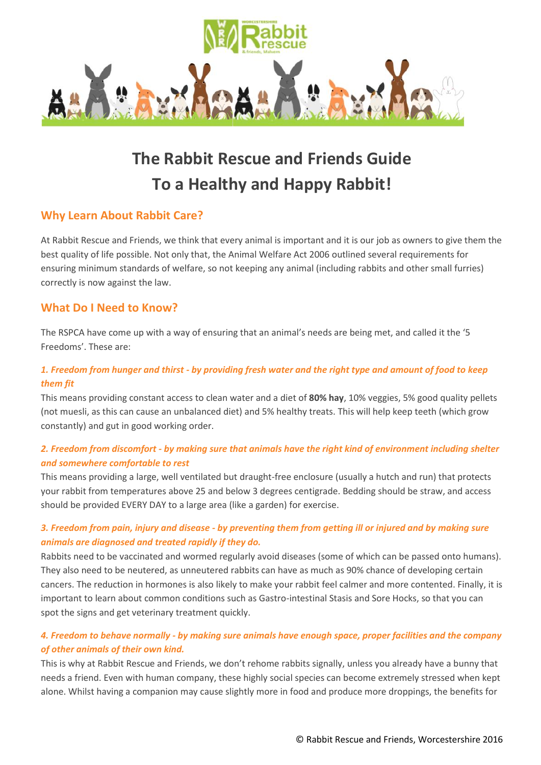# The Rabbit Rescue and Friends Guide To a Healthy and Happy Rabbit!

## Why Learn About Rabbit Care?

At Rabbit Rescue and Friends, we think that every animal is important and it is our job as owners to give them the best quality of life possible. Not only that, the Animal Welfare Act 2006 outlined several requirements for ensuring minimum standards of welfare, so not keeping any animal (including rabbits and other small furries) correctly is now against the law.

## What Do I Need to Know?

The RSPCA have come up with a way of ensuring that an animal's needs are being met, and called it the '5 Freedoms'. These are:

### *1. Freedom from hunger and thirst - by providing fresh water and the right type and amount of food to keep them fit*

This means providing constant access to clean water and a diet of **80% hay**, 10% veggies, 5% good quality pellets (not muesli, as this can cause an unbalanced diet) and 5% healthy treats. This will help keep teeth (which grow constantly) and gut in good working order.

### *2. Freedom from discomfort - by making sure that animals have the right kind of environment including shelter and somewhere comfortable to rest*

This means providing a large, well ventilated but draught-free enclosure (usually a hutch and run) that protects your rabbit from temperatures above 25 and below 3 degrees centigrade. Bedding should be straw, and access should be provided EVERY DAY to a large area (like a garden) for exercise.

### *3. Freedom from pain, injury and disease - by preventing them from getting ill or injured and by making sure animals are diagnosed and treated rapidly if they do.*

Rabbits need to be vaccinated and wormed regularly avoid diseases (some of which can be passed onto humans). They also need to be neutered, as unneutered rabbits can have as much as 90% chance of developing certain cancers. The reduction in hormones is also likely to make your rabbit feel calmer and more contented. Finally, it is important to learn about common conditions such as Gastro-intestinal Stasis and Sore Hocks, so that you can spot the signs and get veterinary treatment quickly.

### *4. Freedom to behave normally - by making sure animals have enough space, proper facilities and the company of other animals of their own kind.*

This is why at Rabbit Rescue and Friends, we don't rehome rabbits signally, unless you already have a bunny that needs a friend. Even with human company, these highly social species can become extremely stressed when kept alone. Whilst having a companion may cause slightly more in food and produce more droppings, the benefits for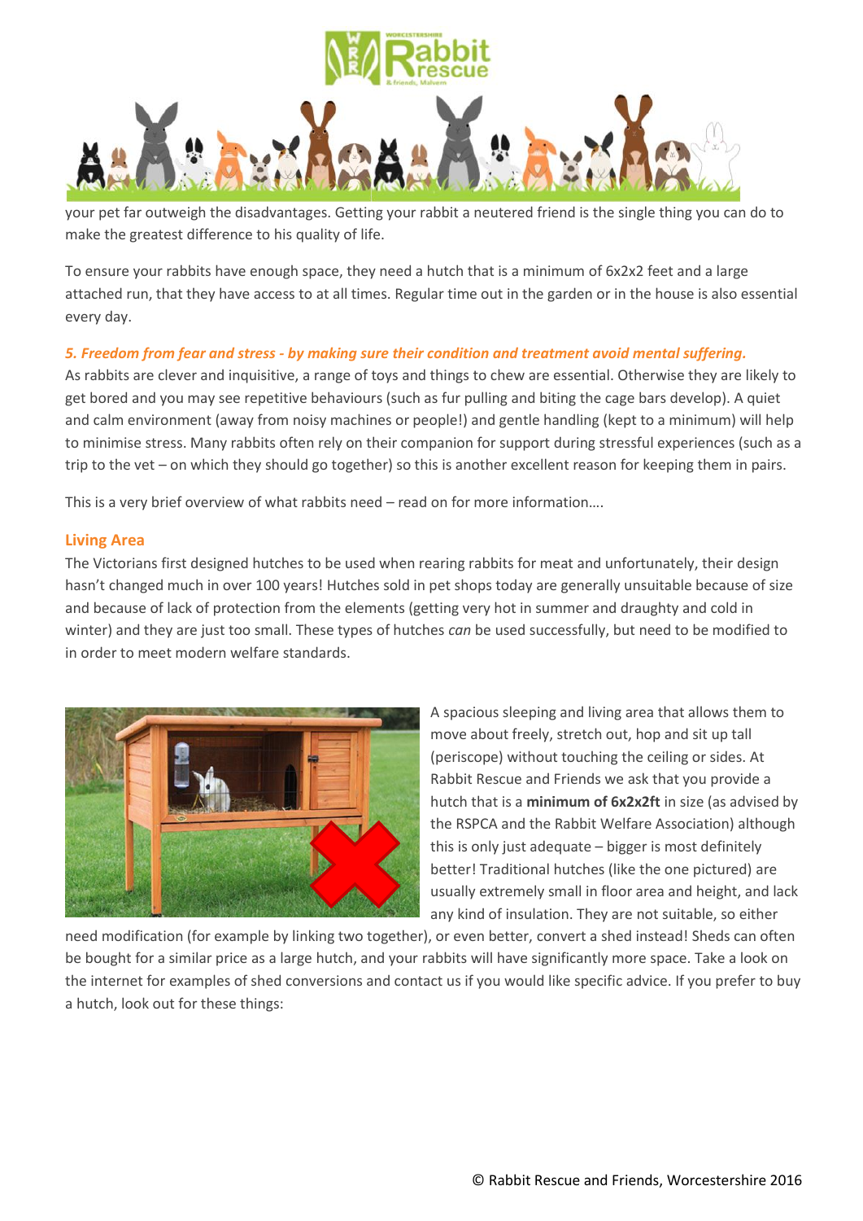your pet far outweigh the disadvantages. Getting your rabbit a neutered friend is the single thing you can do to make the greatest difference to his quality of life.

To ensure your rabbits have enough space, they need a hutch that is a minimum of 6x2x2 feet and a large attached run, that they have access to at all times. Regular time out in the garden or in the house is also essential every day.

***5. Freedom from fear and stress - by making sure their condition and treatment avoid mental suffering.***

As rabbits are clever and inquisitive, a range of toys and things to chew are essential. Otherwise they are likely to get bored and you may see repetitive behaviours (such as fur pulling and biting the cage bars develop). A quiet and calm environment (away from noisy machines or people!) and gentle handling (kept to a minimum) will help to minimise stress. Many rabbits often rely on their companion for support during stressful experiences (such as a trip to the vet – on which they should go together) so this is another excellent reason for keeping them in pairs.

This is a very brief overview of what rabbits need – read on for more information….

## Living Area

The Victorians first designed hutches to be used when rearing rabbits for meat and unfortunately, their design hasn't changed much in over 100 years! Hutches sold in pet shops today are generally unsuitable because of size and because of lack of protection from the elements (getting very hot in summer and draughty and cold in winter) and they are just too small. These types of hutches *can* be used successfully, but need to be modified to in order to meet modern welfare standards.

A spacious sleeping and living area that allows them to move about freely, stretch out, hop and sit up tall (periscope) without touching the ceiling or sides. At Rabbit Rescue and Friends we ask that you provide a hutch that is a **minimum of 6x2x2ft** in size (as advised by the RSPCA and the Rabbit Welfare Association) although this is only just adequate – bigger is most definitely better! Traditional hutches (like the one pictured) are usually extremely small in floor area and height, and lack any kind of insulation. They are not suitable, so either need modification (for example by linking two together), or even better, convert a shed instead! Sheds can often be bought for a similar price as a large hutch, and your rabbits will have significantly more space. Take a look on the internet for examples of shed conversions and contact us if you would like specific advice. If you prefer to buy a hutch, look out for these things: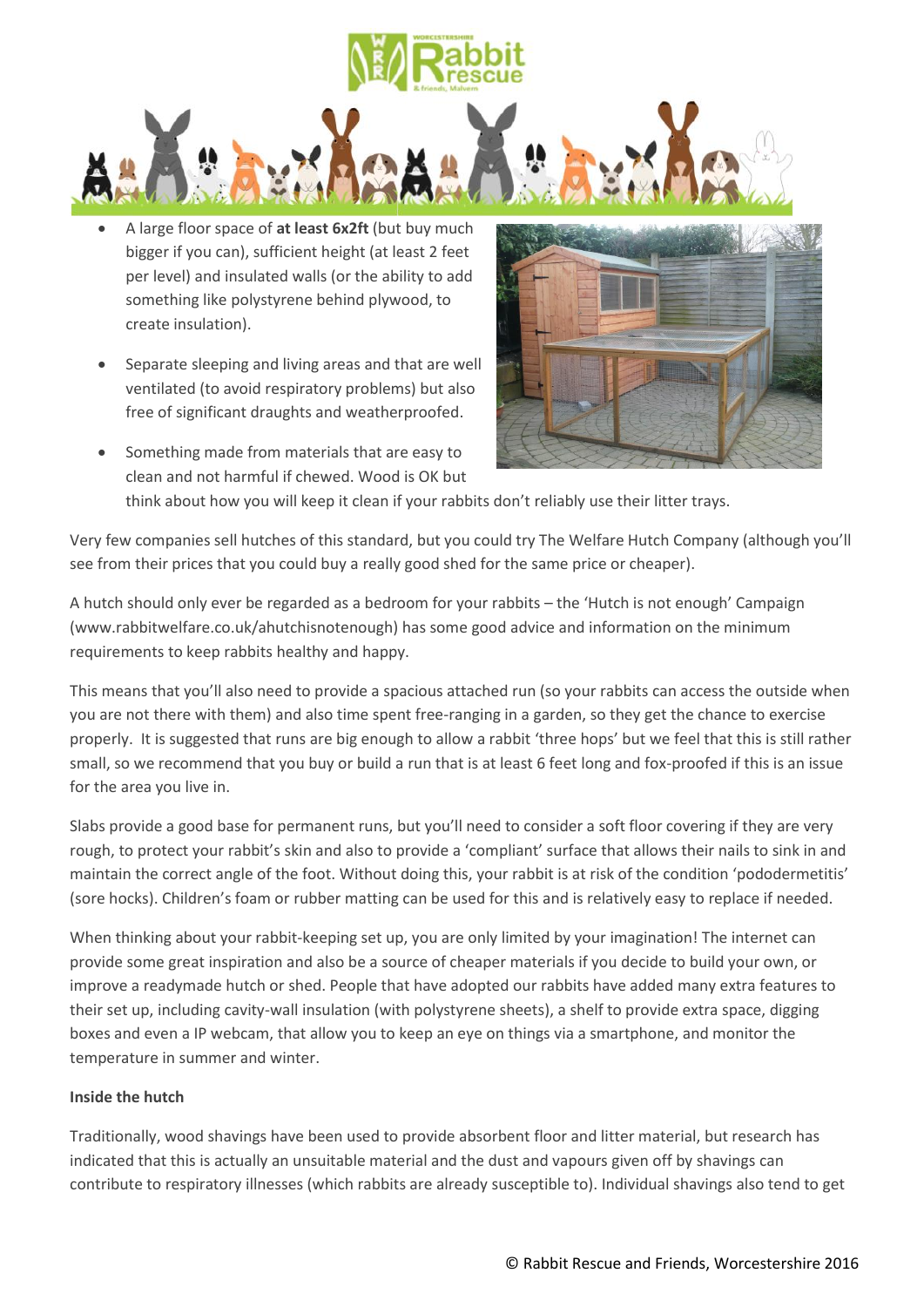- A large floor space of **at least 6x2ft** (but buy much bigger if you can), sufficient height (at least 2 feet per level) and insulated walls (or the ability to add something like polystyrene behind plywood, to create insulation).
- Separate sleeping and living areas and that are well ventilated (to avoid respiratory problems) but also free of significant draughts and weatherproofed.
- Something made from materials that are easy to clean and not harmful if chewed. Wood is OK but think about how you will keep it clean if your rabbits don't reliably use their litter trays.

Very few companies sell hutches of this standard, but you could try The Welfare Hutch Company (although you'll see from their prices that you could buy a really good shed for the same price or cheaper).

A hutch should only ever be regarded as a bedroom for your rabbits – the 'Hutch is not enough' Campaign (www.rabbitwelfare.co.uk/ahutchisnotenough) has some good advice and information on the minimum requirements to keep rabbits healthy and happy.

This means that you'll also need to provide a spacious attached run (so your rabbits can access the outside when you are not there with them) and also time spent free-ranging in a garden, so they get the chance to exercise properly. It is suggested that runs are big enough to allow a rabbit 'three hops' but we feel that this is still rather small, so we recommend that you buy or build a run that is at least 6 feet long and fox-proofed if this is an issue for the area you live in.

Slabs provide a good base for permanent runs, but you'll need to consider a soft floor covering if they are very rough, to protect your rabbit's skin and also to provide a 'compliant' surface that allows their nails to sink in and maintain the correct angle of the foot. Without doing this, your rabbit is at risk of the condition 'pododermetitis' (sore hocks). Children's foam or rubber matting can be used for this and is relatively easy to replace if needed.

When thinking about your rabbit-keeping set up, you are only limited by your imagination! The internet can provide some great inspiration and also be a source of cheaper materials if you decide to build your own, or improve a readymade hutch or shed. People that have adopted our rabbits have added many extra features to their set up, including cavity-wall insulation (with polystyrene sheets), a shelf to provide extra space, digging boxes and even a IP webcam, that allow you to keep an eye on things via a smartphone, and monitor the temperature in summer and winter.

**Inside the hutch**

Traditionally, wood shavings have been used to provide absorbent floor and litter material, but research has indicated that this is actually an unsuitable material and the dust and vapours given off by shavings can contribute to respiratory illnesses (which rabbits are already susceptible to). Individual shavings also tend to get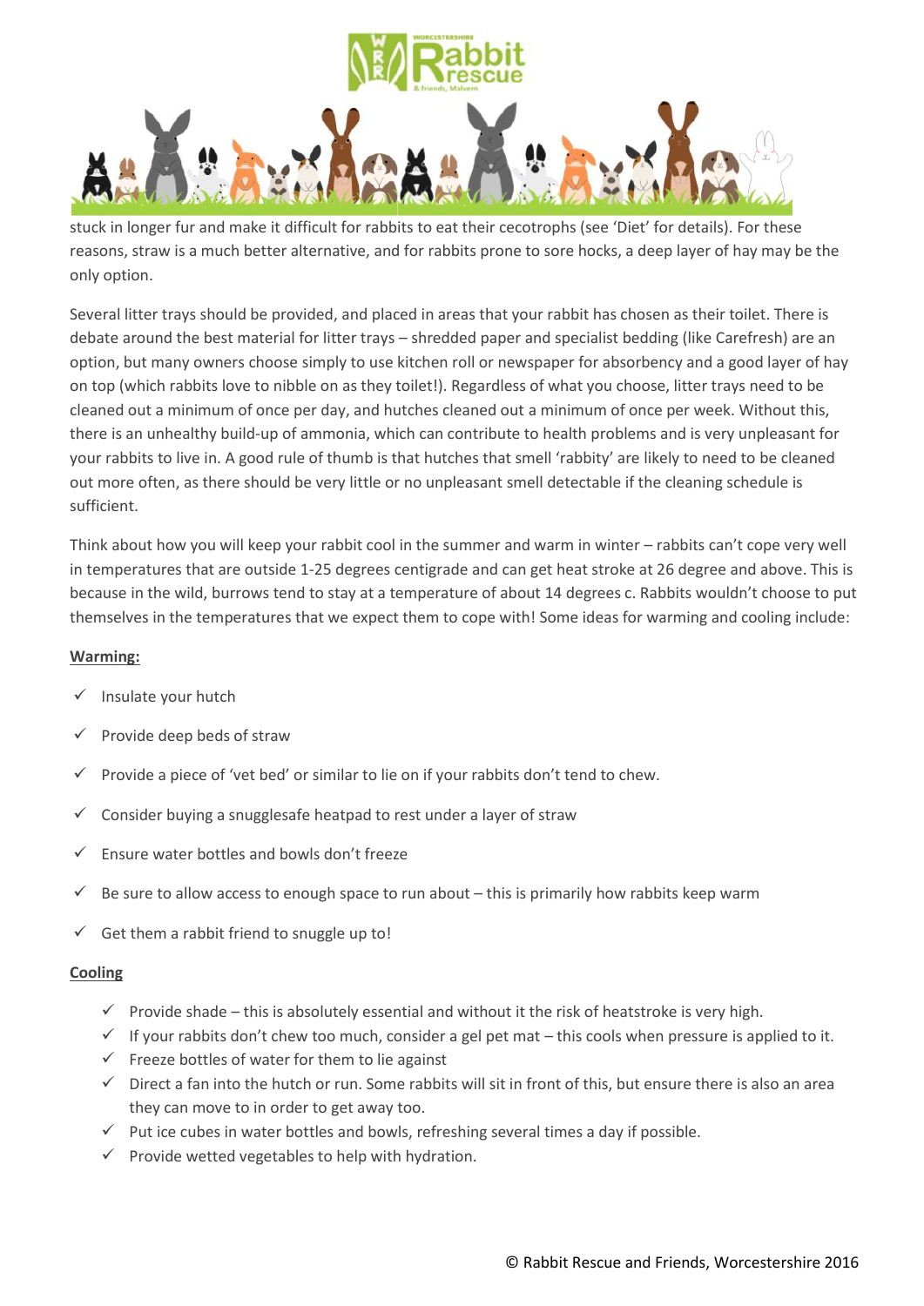stuck in longer fur and make it difficult for rabbits to eat their cecotrophs (see 'Diet' for details). For these reasons, straw is a much better alternative, and for rabbits prone to sore hocks, a deep layer of hay may be the only option.

Several litter trays should be provided, and placed in areas that your rabbit has chosen as their toilet. There is debate around the best material for litter trays – shredded paper and specialist bedding (like Carefresh) are an option, but many owners choose simply to use kitchen roll or newspaper for absorbency and a good layer of hay on top (which rabbits love to nibble on as they toilet!). Regardless of what you choose, litter trays need to be cleaned out a minimum of once per day, and hutches cleaned out a minimum of once per week. Without this, there is an unhealthy build-up of ammonia, which can contribute to health problems and is very unpleasant for your rabbits to live in. A good rule of thumb is that hutches that smell 'rabbity' are likely to need to be cleaned out more often, as there should be very little or no unpleasant smell detectable if the cleaning schedule is sufficient.

Think about how you will keep your rabbit cool in the summer and warm in winter – rabbits can't cope very well in temperatures that are outside 1-25 degrees centigrade and can get heat stroke at 26 degree and above. This is because in the wild, burrows tend to stay at a temperature of about 14 degrees c. Rabbits wouldn't choose to put themselves in the temperatures that we expect them to cope with! Some ideas for warming and cooling include:

**Warming:**

- ✓ Insulate your hutch
- ✓ Provide deep beds of straw
- ✓ Provide a piece of 'vet bed' or similar to lie on if your rabbits don't tend to chew.
- ✓ Consider buying a snugglesafe heatpad to rest under a layer of straw
- ✓ Ensure water bottles and bowls don't freeze
- ✓ Be sure to allow access to enough space to run about – this is primarily how rabbits keep warm
- ✓ Get them a rabbit friend to snuggle up to!

**Cooling**

- ✓ Provide shade – this is absolutely essential and without it the risk of heatstroke is very high.
- ✓ If your rabbits don't chew too much, consider a gel pet mat – this cools when pressure is applied to it.
- ✓ Freeze bottles of water for them to lie against
- ✓ Direct a fan into the hutch or run. Some rabbits will sit in front of this, but ensure there is also an area they can move to in order to get away too.
- ✓ Put ice cubes in water bottles and bowls, refreshing several times a day if possible.
- ✓ Provide wetted vegetables to help with hydration.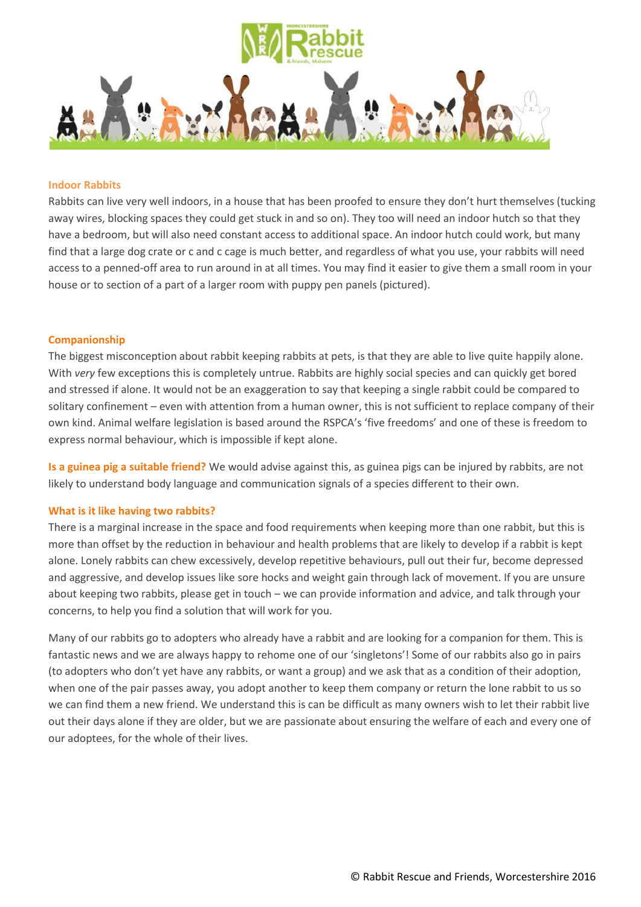### Indoor Rabbits

Rabbits can live very well indoors, in a house that has been proofed to ensure they don't hurt themselves (tucking away wires, blocking spaces they could get stuck in and so on). They too will need an indoor hutch so that they have a bedroom, but will also need constant access to additional space. An indoor hutch could work, but many find that a large dog crate or c and c cage is much better, and regardless of what you use, your rabbits will need access to a penned-off area to run around in at all times. You may find it easier to give them a small room in your house or to section of a part of a larger room with puppy pen panels (pictured).

### Companionship

The biggest misconception about rabbit keeping rabbits at pets, is that they are able to live quite happily alone. With *very* few exceptions this is completely untrue. Rabbits are highly social species and can quickly get bored and stressed if alone. It would not be an exaggeration to say that keeping a single rabbit could be compared to solitary confinement – even with attention from a human owner, this is not sufficient to replace company of their own kind. Animal welfare legislation is based around the RSPCA's 'five freedoms' and one of these is freedom to express normal behaviour, which is impossible if kept alone.

**Is a guinea pig a suitable friend?** We would advise against this, as guinea pigs can be injured by rabbits, are not likely to understand body language and communication signals of a species different to their own.

**What is it like having two rabbits?**
There is a marginal increase in the space and food requirements when keeping more than one rabbit, but this is more than offset by the reduction in behaviour and health problems that are likely to develop if a rabbit is kept alone. Lonely rabbits can chew excessively, develop repetitive behaviours, pull out their fur, become depressed and aggressive, and develop issues like sore hocks and weight gain through lack of movement. If you are unsure about keeping two rabbits, please get in touch – we can provide information and advice, and talk through your concerns, to help you find a solution that will work for you.

Many of our rabbits go to adopters who already have a rabbit and are looking for a companion for them. This is fantastic news and we are always happy to rehome one of our 'singletons'! Some of our rabbits also go in pairs (to adopters who don't yet have any rabbits, or want a group) and we ask that as a condition of their adoption, when one of the pair passes away, you adopt another to keep them company or return the lone rabbit to us so we can find them a new friend. We understand this is can be difficult as many owners wish to let their rabbit live out their days alone if they are older, but we are passionate about ensuring the welfare of each and every one of our adoptees, for the whole of their lives.

© Rabbit Rescue and Friends, Worcestershire 2016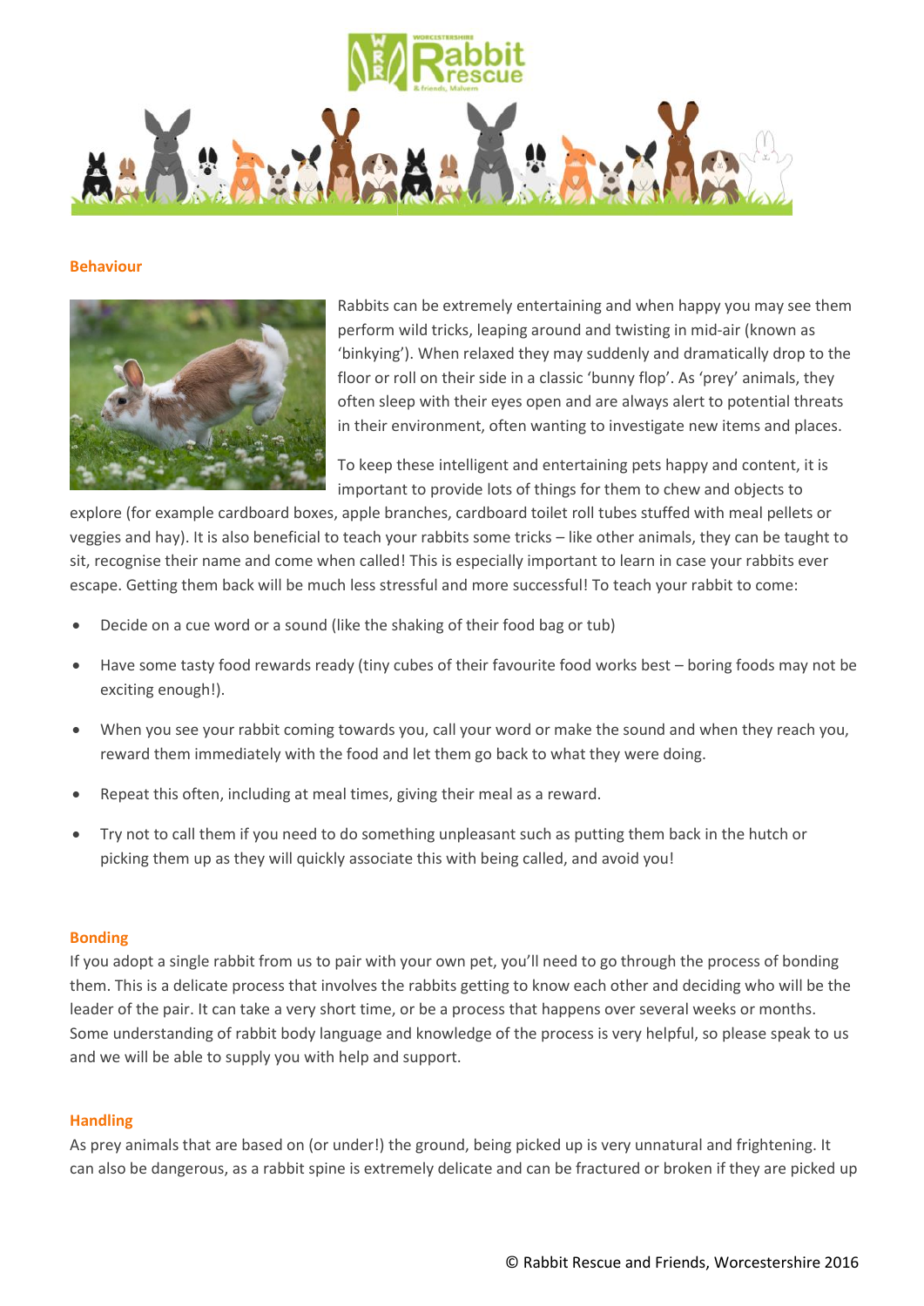## Behaviour

Rabbits can be extremely entertaining and when happy you may see them perform wild tricks, leaping around and twisting in mid-air (known as 'binkying'). When relaxed they may suddenly and dramatically drop to the floor or roll on their side in a classic 'bunny flop'. As 'prey' animals, they often sleep with their eyes open and are always alert to potential threats in their environment, often wanting to investigate new items and places.

To keep these intelligent and entertaining pets happy and content, it is important to provide lots of things for them to chew and objects to explore (for example cardboard boxes, apple branches, cardboard toilet roll tubes stuffed with meal pellets or veggies and hay). It is also beneficial to teach your rabbits some tricks – like other animals, they can be taught to sit, recognise their name and come when called! This is especially important to learn in case your rabbits ever escape. Getting them back will be much less stressful and more successful! To teach your rabbit to come:

- Decide on a cue word or a sound (like the shaking of their food bag or tub)
- Have some tasty food rewards ready (tiny cubes of their favourite food works best – boring foods may not be exciting enough!).
- When you see your rabbit coming towards you, call your word or make the sound and when they reach you, reward them immediately with the food and let them go back to what they were doing.
- Repeat this often, including at meal times, giving their meal as a reward.
- Try not to call them if you need to do something unpleasant such as putting them back in the hutch or picking them up as they will quickly associate this with being called, and avoid you!

## Bonding

If you adopt a single rabbit from us to pair with your own pet, you'll need to go through the process of bonding them. This is a delicate process that involves the rabbits getting to know each other and deciding who will be the leader of the pair. It can take a very short time, or be a process that happens over several weeks or months. Some understanding of rabbit body language and knowledge of the process is very helpful, so please speak to us and we will be able to supply you with help and support.

## Handling

As prey animals that are based on (or under!) the ground, being picked up is very unnatural and frightening. It can also be dangerous, as a rabbit spine is extremely delicate and can be fractured or broken if they are picked up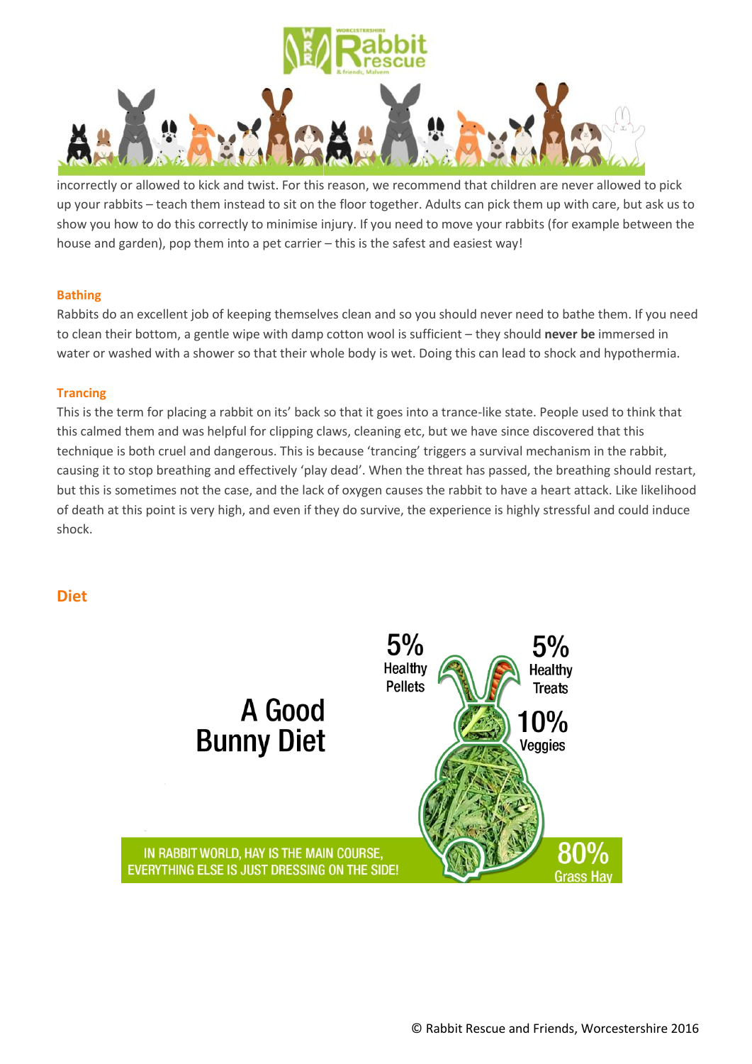incorrectly or allowed to kick and twist. For this reason, we recommend that children are never allowed to pick up your rabbits – teach them instead to sit on the floor together. Adults can pick them up with care, but ask us to show you how to do this correctly to minimise injury. If you need to move your rabbits (for example between the house and garden), pop them into a pet carrier – this is the safest and easiest way!

### Bathing

Rabbits do an excellent job of keeping themselves clean and so you should never need to bathe them. If you need to clean their bottom, a gentle wipe with damp cotton wool is sufficient – they should **never be** immersed in water or washed with a shower so that their whole body is wet. Doing this can lead to shock and hypothermia.

### Trancing

This is the term for placing a rabbit on its' back so that it goes into a trance-like state. People used to think that this calmed them and was helpful for clipping claws, cleaning etc, but we have since discovered that this technique is both cruel and dangerous. This is because 'trancing' triggers a survival mechanism in the rabbit, causing it to stop breathing and effectively 'play dead'. When the threat has passed, the breathing should restart, but this is sometimes not the case, and the lack of oxygen causes the rabbit to have a heart attack. Like likelihood of death at this point is very high, and even if they do survive, the experience is highly stressful and could induce shock.

## Diet

A Good Bunny Diet

5% Healthy Pellets

5% Healthy Treats

10% Veggies

80% Grass Hay

IN RABBIT WORLD, HAY IS THE MAIN COURSE, EVERYTHING ELSE IS JUST DRESSING ON THE SIDE!

© Rabbit Rescue and Friends, Worcestershire 2016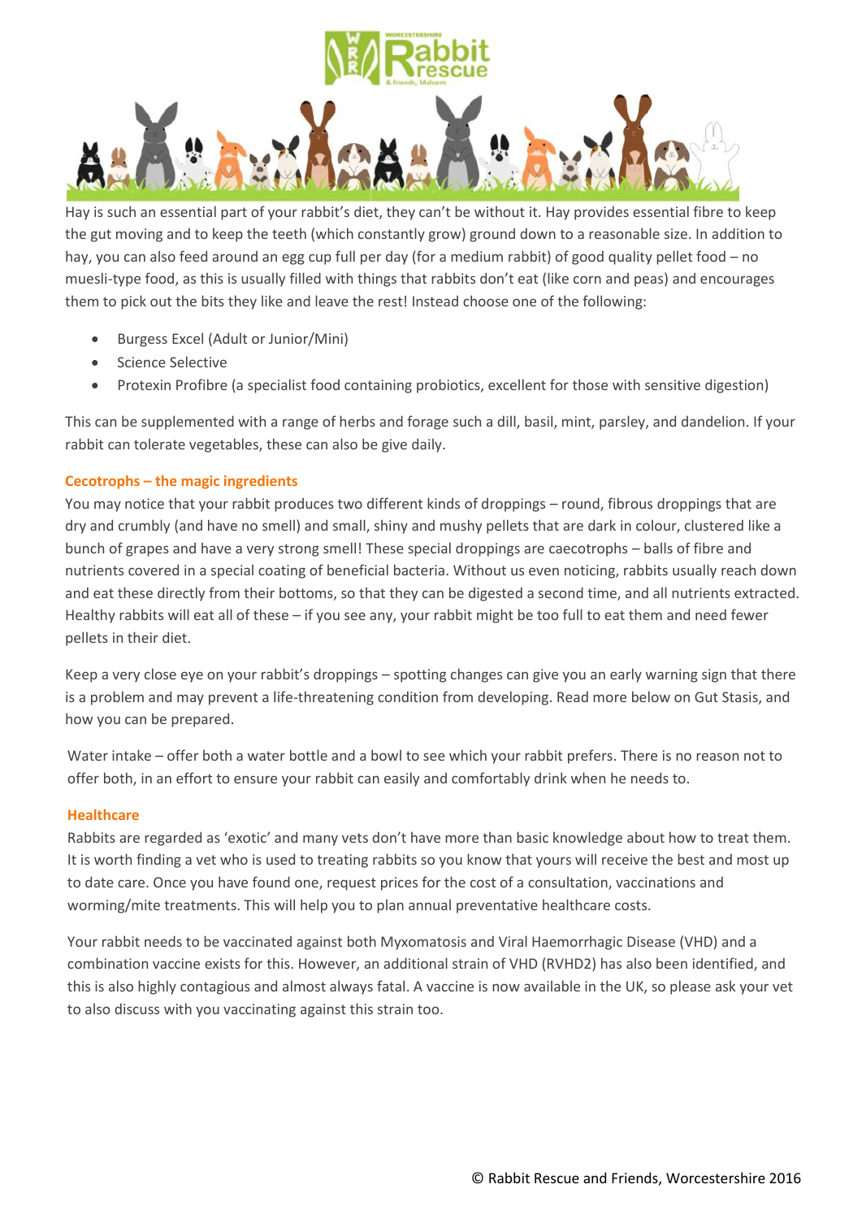Hay is such an essential part of your rabbit's diet, they can't be without it. Hay provides essential fibre to keep the gut moving and to keep the teeth (which constantly grow) ground down to a reasonable size. In addition to hay, you can also feed around an egg cup full per day (for a medium rabbit) of good quality pellet food – no muesli-type food, as this is usually filled with things that rabbits don't eat (like corn and peas) and encourages them to pick out the bits they like and leave the rest! Instead choose one of the following:

- Burgess Excel (Adult or Junior/Mini)
- Science Selective
- Protexin Profibre (a specialist food containing probiotics, excellent for those with sensitive digestion)

This can be supplemented with a range of herbs and forage such a dill, basil, mint, parsley, and dandelion. If your rabbit can tolerate vegetables, these can also be give daily.

### Cecotrophs – the magic ingredients

You may notice that your rabbit produces two different kinds of droppings – round, fibrous droppings that are dry and crumbly (and have no smell) and small, shiny and mushy pellets that are dark in colour, clustered like a bunch of grapes and have a very strong smell! These special droppings are caecotrophs – balls of fibre and nutrients covered in a special coating of beneficial bacteria. Without us even noticing, rabbits usually reach down and eat these directly from their bottoms, so that they can be digested a second time, and all nutrients extracted. Healthy rabbits will eat all of these – if you see any, your rabbit might be too full to eat them and need fewer pellets in their diet.

Keep a very close eye on your rabbit's droppings – spotting changes can give you an early warning sign that there is a problem and may prevent a life-threatening condition from developing. Read more below on Gut Stasis, and how you can be prepared.

Water intake – offer both a water bottle and a bowl to see which your rabbit prefers. There is no reason not to offer both, in an effort to ensure your rabbit can easily and comfortably drink when he needs to.

### Healthcare

Rabbits are regarded as 'exotic' and many vets don't have more than basic knowledge about how to treat them. It is worth finding a vet who is used to treating rabbits so you know that yours will receive the best and most up to date care. Once you have found one, request prices for the cost of a consultation, vaccinations and worming/mite treatments. This will help you to plan annual preventative healthcare costs.

Your rabbit needs to be vaccinated against both Myxomatosis and Viral Haemorrhagic Disease (VHD) and a combination vaccine exists for this. However, an additional strain of VHD (RVHD2) has also been identified, and this is also highly contagious and almost always fatal. A vaccine is now available in the UK, so please ask your vet to also discuss with you vaccinating against this strain too.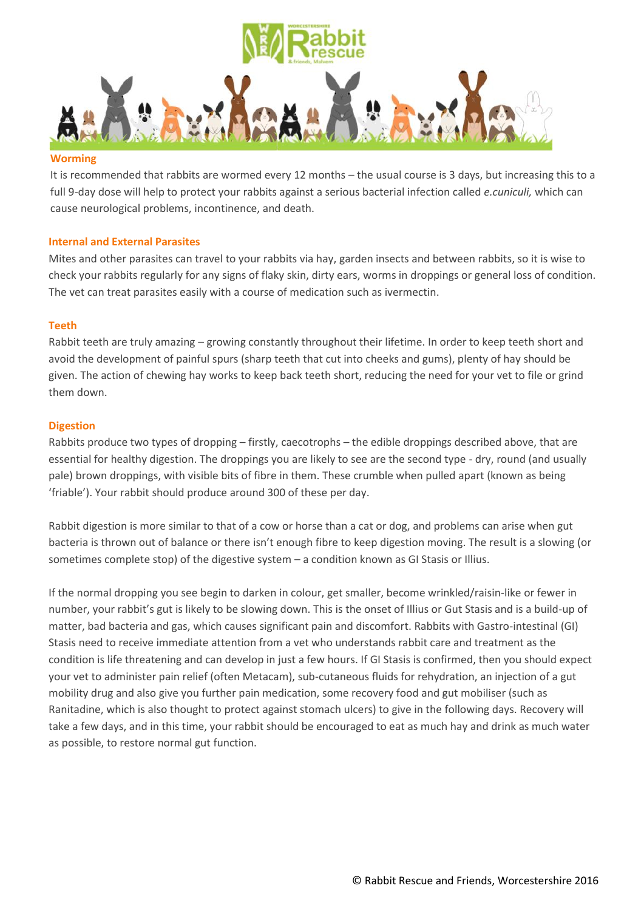## Worming

It is recommended that rabbits are wormed every 12 months – the usual course is 3 days, but increasing this to a full 9-day dose will help to protect your rabbits against a serious bacterial infection called *e.cuniculi,* which can cause neurological problems, incontinence, and death.

## Internal and External Parasites

Mites and other parasites can travel to your rabbits via hay, garden insects and between rabbits, so it is wise to check your rabbits regularly for any signs of flaky skin, dirty ears, worms in droppings or general loss of condition. The vet can treat parasites easily with a course of medication such as ivermectin.

## Teeth

Rabbit teeth are truly amazing – growing constantly throughout their lifetime. In order to keep teeth short and avoid the development of painful spurs (sharp teeth that cut into cheeks and gums), plenty of hay should be given. The action of chewing hay works to keep back teeth short, reducing the need for your vet to file or grind them down.

## Digestion

Rabbits produce two types of dropping – firstly, caecotrophs – the edible droppings described above, that are essential for healthy digestion. The droppings you are likely to see are the second type - dry, round (and usually pale) brown droppings, with visible bits of fibre in them. These crumble when pulled apart (known as being 'friable'). Your rabbit should produce around 300 of these per day.

Rabbit digestion is more similar to that of a cow or horse than a cat or dog, and problems can arise when gut bacteria is thrown out of balance or there isn't enough fibre to keep digestion moving. The result is a slowing (or sometimes complete stop) of the digestive system – a condition known as GI Stasis or Illius.

If the normal dropping you see begin to darken in colour, get smaller, become wrinkled/raisin-like or fewer in number, your rabbit's gut is likely to be slowing down. This is the onset of Illius or Gut Stasis and is a build-up of matter, bad bacteria and gas, which causes significant pain and discomfort. Rabbits with Gastro-intestinal (GI) Stasis need to receive immediate attention from a vet who understands rabbit care and treatment as the condition is life threatening and can develop in just a few hours. If GI Stasis is confirmed, then you should expect your vet to administer pain relief (often Metacam), sub-cutaneous fluids for rehydration, an injection of a gut mobility drug and also give you further pain medication, some recovery food and gut mobiliser (such as Ranitadine, which is also thought to protect against stomach ulcers) to give in the following days. Recovery will take a few days, and in this time, your rabbit should be encouraged to eat as much hay and drink as much water as possible, to restore normal gut function.

© Rabbit Rescue and Friends, Worcestershire 2016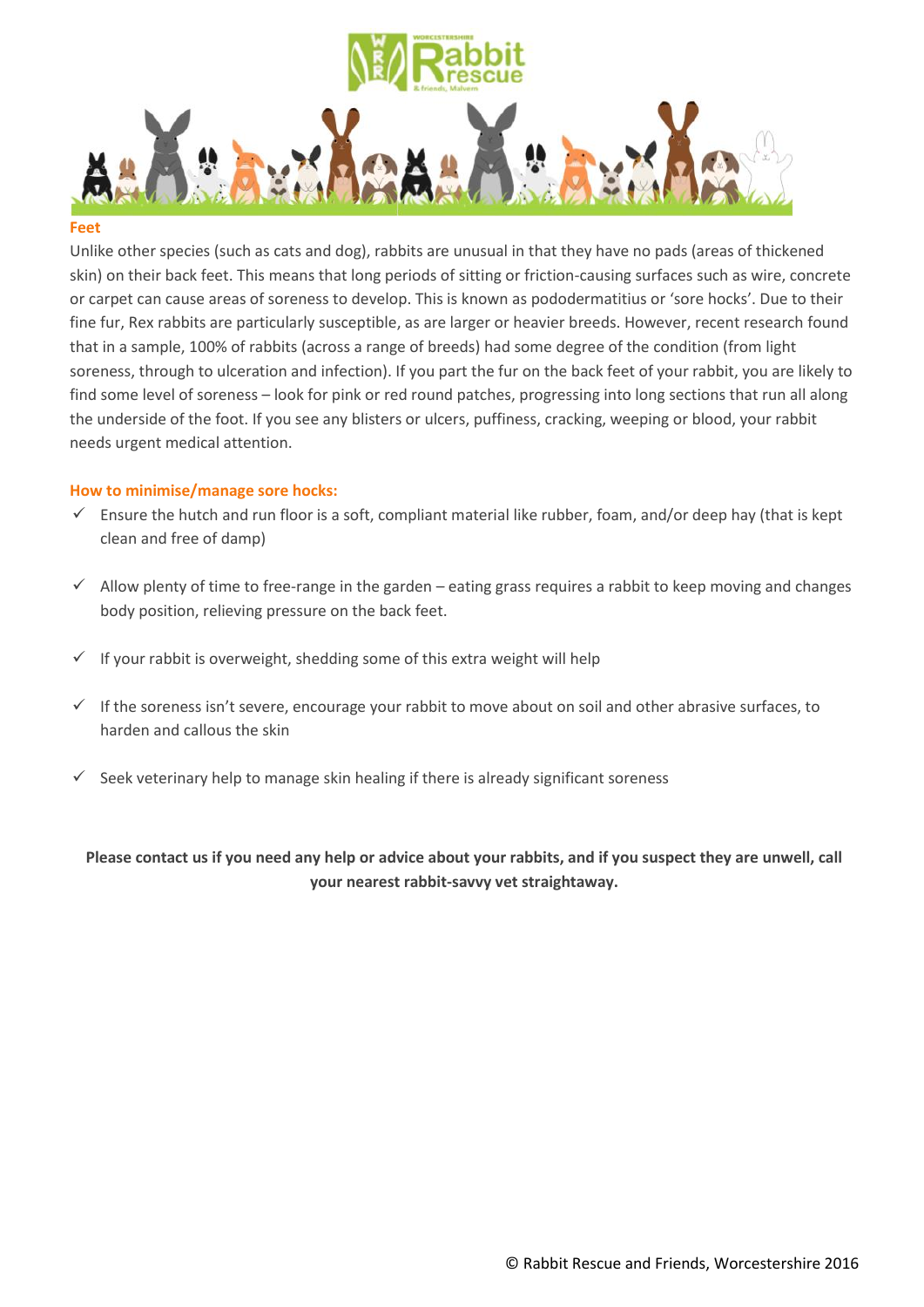## Feet

Unlike other species (such as cats and dog), rabbits are unusual in that they have no pads (areas of thickened skin) on their back feet. This means that long periods of sitting or friction-causing surfaces such as wire, concrete or carpet can cause areas of soreness to develop. This is known as pododermatitius or 'sore hocks'. Due to their fine fur, Rex rabbits are particularly susceptible, as are larger or heavier breeds. However, recent research found that in a sample, 100% of rabbits (across a range of breeds) had some degree of the condition (from light soreness, through to ulceration and infection). If you part the fur on the back feet of your rabbit, you are likely to find some level of soreness – look for pink or red round patches, progressing into long sections that run all along the underside of the foot. If you see any blisters or ulcers, puffiness, cracking, weeping or blood, your rabbit needs urgent medical attention.

### How to minimise/manage sore hocks:

- ✓ Ensure the hutch and run floor is a soft, compliant material like rubber, foam, and/or deep hay (that is kept clean and free of damp)
- ✓ Allow plenty of time to free-range in the garden – eating grass requires a rabbit to keep moving and changes body position, relieving pressure on the back feet.
- ✓ If your rabbit is overweight, shedding some of this extra weight will help
- ✓ If the soreness isn't severe, encourage your rabbit to move about on soil and other abrasive surfaces, to harden and callous the skin
- ✓ Seek veterinary help to manage skin healing if there is already significant soreness

**Please contact us if you need any help or advice about your rabbits, and if you suspect they are unwell, call your nearest rabbit-savvy vet straightaway.**

© Rabbit Rescue and Friends, Worcestershire 2016